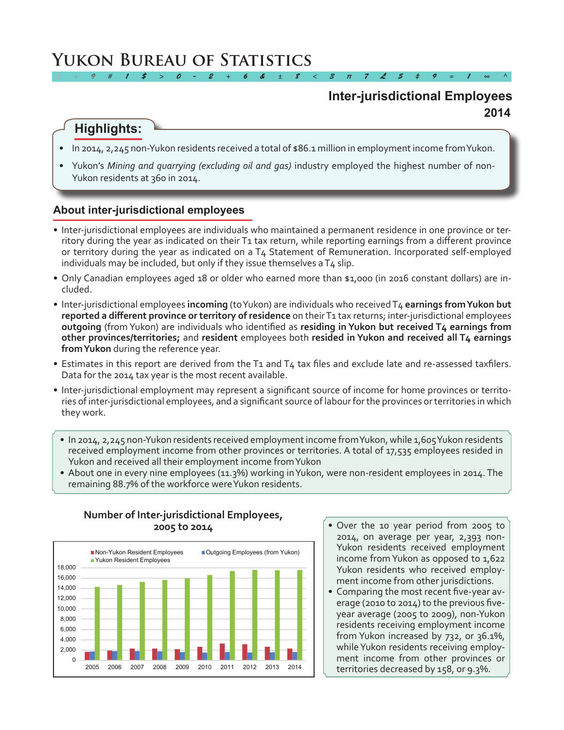// Yukon Bureau of Statistics

# Inter-jurisdictional Employees 2014

## Highlights:

- In 2014, 2,245 non-Yukon residents received a total of $86.1 million in employment income from Yukon.
- Yukon's *Mining and quarrying (excluding oil and gas)* industry employed the highest number of non-Yukon residents at 360 in 2014.

## About inter-jurisdictional employees

- Inter-jurisdictional employees are individuals who maintained a permanent residence in one province or territory during the year as indicated on their T1 tax return, while reporting earnings from a different province or territory during the year as indicated on a T4 Statement of Remuneration. Incorporated self-employed individuals may be included, but only if they issue themselves a T4 slip.
- Only Canadian employees aged 18 or older who earned more than $1,000 (in 2016 constant dollars) are included.
- Inter-jurisdictional employees **incoming** (to Yukon) are individuals who received T4 **earnings from Yukon but reported a different province or territory of residence** on their T1 tax returns; inter-jurisdictional employees **outgoing** (from Yukon) are individuals who identified as **residing in Yukon but received T4 earnings from other provinces/territories;** and **resident** employees both **resided in Yukon and received all T4 earnings from Yukon** during the reference year.
- Estimates in this report are derived from the T1 and T4 tax files and exclude late and re-assessed taxfilers. Data for the 2014 tax year is the most recent available.
- Inter-jurisdictional employment may represent a significant source of income for home provinces or territories of inter-jurisdictional employees, and a significant source of labour for the provinces or territories in which they work.

---

- In 2014, 2,245 non-Yukon residents received employment income from Yukon, while 1,605 Yukon residents received employment income from other provinces or territories. A total of 17,535 employees resided in Yukon and received all their employment income from Yukon
- About one in every nine employees (11.3%) working in Yukon, were non-resident employees in 2014. The remaining 88.7% of the workforce were Yukon residents.

---

**Number of Inter-jurisdictional Employees, 2005 to 2014**

Legend: Non-Yukon Resident Employees; Outgoing Employees (from Yukon); Yukon Resident Employees

Y-axis: 0 to 18,000 (intervals of 2,000)

X-axis: 2005, 2006, 2007, 2008, 2009, 2010, 2011, 2012, 2013, 2014

---

- Over the 10 year period from 2005 to 2014, on average per year, 2,393 non-Yukon residents received employment income from Yukon as opposed to 1,622 Yukon residents who received employment income from other jurisdictions.
- Comparing the most recent five-year average (2010 to 2014) to the previous five-year average (2005 to 2009), non-Yukon residents receiving employment income from Yukon increased by 732, or 36.1%, while Yukon residents receiving employment income from other provinces or territories decreased by 158, or 9.3%.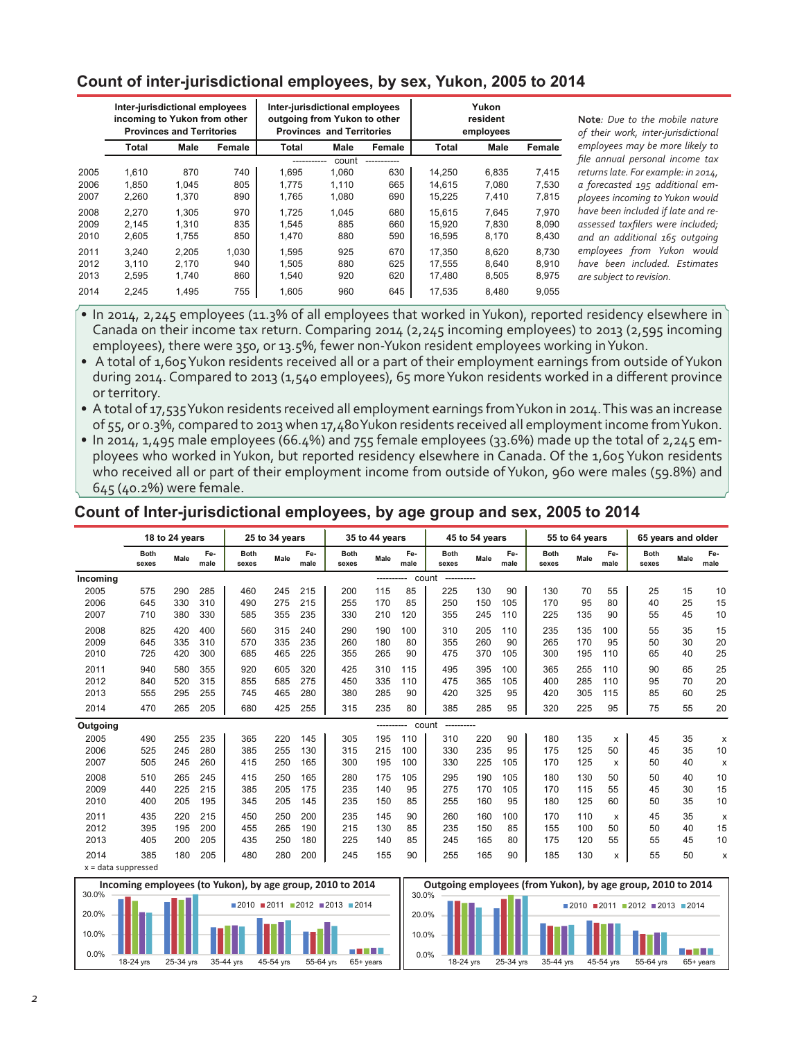## Count of inter-jurisdictional employees, by sex, Yukon, 2005 to 2014

| | Inter-jurisdictional employees incoming to Yukon from other Provinces and Territories | | | Inter-jurisdictional employees outgoing from Yukon to other Provinces and Territories | | | Yukon resident employees | | |
|---|---|---|---|---|---|---|---|---|---|
| | Total | Male | Female | Total | Male | Female | Total | Male | Female |
| | | | | | count | | | | |
| 2005 | 1,610 | 870 | 740 | 1,695 | 1,060 | 630 | 14,250 | 6,835 | 7,415 |
| 2006 | 1,850 | 1,045 | 805 | 1,775 | 1,110 | 665 | 14,615 | 7,080 | 7,530 |
| 2007 | 2,260 | 1,370 | 890 | 1,765 | 1,080 | 690 | 15,225 | 7,410 | 7,815 |
| 2008 | 2,270 | 1,305 | 970 | 1,725 | 1,045 | 680 | 15,615 | 7,645 | 7,970 |
| 2009 | 2,145 | 1,310 | 835 | 1,545 | 885 | 660 | 15,920 | 7,830 | 8,090 |
| 2010 | 2,605 | 1,755 | 850 | 1,470 | 880 | 590 | 16,595 | 8,170 | 8,430 |
| 2011 | 3,240 | 2,205 | 1,030 | 1,595 | 925 | 670 | 17,350 | 8,620 | 8,730 |
| 2012 | 3,110 | 2,170 | 940 | 1,505 | 880 | 625 | 17,555 | 8,640 | 8,910 |
| 2013 | 2,595 | 1,740 | 860 | 1,540 | 920 | 620 | 17,480 | 8,505 | 8,975 |
| 2014 | 2,245 | 1,495 | 755 | 1,605 | 960 | 645 | 17,535 | 8,480 | 9,055 |

**Note**: *Due to the mobile nature of their work, inter-jurisdictional employees may be more likely to file annual personal income tax returns late. For example: in 2014, a forecasted 195 additional employees incoming to Yukon would have been included if late and re-assessed taxfilers were included; and an additional 165 outgoing employees from Yukon would have been included. Estimates are subject to revision.*

- In 2014, 2,245 employees (11.3% of all employees that worked in Yukon), reported residency elsewhere in Canada on their income tax return. Comparing 2014 (2,245 incoming employees) to 2013 (2,595 incoming employees), there were 350, or 13.5%, fewer non-Yukon resident employees working in Yukon.
- A total of 1,605 Yukon residents received all or a part of their employment earnings from outside of Yukon during 2014. Compared to 2013 (1,540 employees), 65 more Yukon residents worked in a different province or territory.
- A total of 17,535 Yukon residents received all employment earnings from Yukon in 2014. This was an increase of 55, or 0.3%, compared to 2013 when 17,480 Yukon residents received all employment income from Yukon.
- In 2014, 1,495 male employees (66.4%) and 755 female employees (33.6%) made up the total of 2,245 employees who worked in Yukon, but reported residency elsewhere in Canada. Of the 1,605 Yukon residents who received all or part of their employment income from outside of Yukon, 960 were males (59.8%) and 645 (40.2%) were female.

## Count of Inter-jurisdictional employees, by age group and sex, 2005 to 2014

| | 18 to 24 years | | | 25 to 34 years | | | 35 to 44 years | | | 45 to 54 years | | | 55 to 64 years | | | 65 years and older | | |
|---|---|---|---|---|---|---|---|---|---|---|---|---|---|---|---|---|---|---|
| | Both sexes | Male | Female | Both sexes | Male | Female | Both sexes | Male | Female | Both sexes | Male | Female | Both sexes | Male | Female | Both sexes | Male | Female |
| **Incoming** | | | | | | | | | count | | | | | | | | | |
| 2005 | 575 | 290 | 285 | 460 | 245 | 215 | 200 | 115 | 85 | 225 | 130 | 90 | 130 | 70 | 55 | 25 | 15 | 10 |
| 2006 | 645 | 330 | 310 | 490 | 275 | 215 | 255 | 170 | 85 | 250 | 150 | 105 | 170 | 95 | 80 | 40 | 25 | 15 |
| 2007 | 710 | 380 | 330 | 585 | 355 | 235 | 330 | 210 | 120 | 355 | 245 | 110 | 225 | 135 | 90 | 55 | 45 | 10 |
| 2008 | 825 | 420 | 400 | 560 | 315 | 240 | 290 | 190 | 100 | 310 | 205 | 110 | 235 | 135 | 100 | 55 | 35 | 15 |
| 2009 | 645 | 335 | 310 | 570 | 335 | 235 | 260 | 180 | 80 | 355 | 260 | 90 | 265 | 170 | 95 | 50 | 30 | 20 |
| 2010 | 725 | 420 | 300 | 685 | 465 | 225 | 355 | 265 | 90 | 475 | 370 | 105 | 300 | 195 | 110 | 65 | 40 | 25 |
| 2011 | 940 | 580 | 355 | 920 | 605 | 320 | 425 | 310 | 115 | 495 | 395 | 100 | 365 | 255 | 110 | 90 | 65 | 25 |
| 2012 | 840 | 520 | 315 | 855 | 585 | 275 | 450 | 335 | 110 | 475 | 365 | 105 | 400 | 285 | 110 | 95 | 70 | 20 |
| 2013 | 555 | 295 | 255 | 745 | 465 | 280 | 380 | 285 | 90 | 420 | 325 | 95 | 420 | 305 | 115 | 85 | 60 | 25 |
| 2014 | 470 | 265 | 205 | 680 | 425 | 255 | 315 | 235 | 80 | 385 | 285 | 95 | 320 | 225 | 95 | 75 | 55 | 20 |
| **Outgoing** | | | | | | | | | count | | | | | | | | | |
| 2005 | 490 | 255 | 235 | 365 | 220 | 145 | 305 | 195 | 110 | 310 | 220 | 90 | 180 | 135 | x | 45 | 35 | x |
| 2006 | 525 | 245 | 280 | 385 | 255 | 130 | 315 | 215 | 100 | 330 | 235 | 95 | 175 | 125 | 50 | 45 | 35 | 10 |
| 2007 | 505 | 245 | 260 | 415 | 250 | 165 | 300 | 195 | 100 | 330 | 225 | 105 | 170 | 125 | x | 50 | 40 | x |
| 2008 | 510 | 265 | 245 | 415 | 250 | 165 | 280 | 175 | 105 | 295 | 190 | 105 | 180 | 130 | 50 | 50 | 40 | 10 |
| 2009 | 440 | 225 | 215 | 385 | 205 | 175 | 235 | 140 | 95 | 275 | 170 | 105 | 170 | 115 | 55 | 45 | 30 | 15 |
| 2010 | 400 | 205 | 195 | 345 | 205 | 145 | 235 | 150 | 85 | 255 | 160 | 95 | 180 | 125 | 60 | 50 | 35 | 10 |
| 2011 | 435 | 220 | 215 | 450 | 250 | 200 | 235 | 145 | 90 | 260 | 160 | 100 | 170 | 110 | x | 45 | 35 | x |
| 2012 | 395 | 195 | 200 | 455 | 265 | 190 | 215 | 130 | 85 | 235 | 150 | 85 | 155 | 100 | 50 | 50 | 40 | 15 |
| 2013 | 405 | 200 | 205 | 435 | 250 | 180 | 225 | 140 | 85 | 245 | 165 | 80 | 175 | 120 | 55 | 55 | 45 | 10 |
| 2014 | 385 | 180 | 205 | 480 | 280 | 200 | 245 | 155 | 90 | 255 | 165 | 90 | 185 | 130 | x | 55 | 50 | x |

x = data suppressed

**Incoming employees (to Yukon), by age group, 2010 to 2014**

**Outgoing employees (from Yukon), by age group, 2010 to 2014**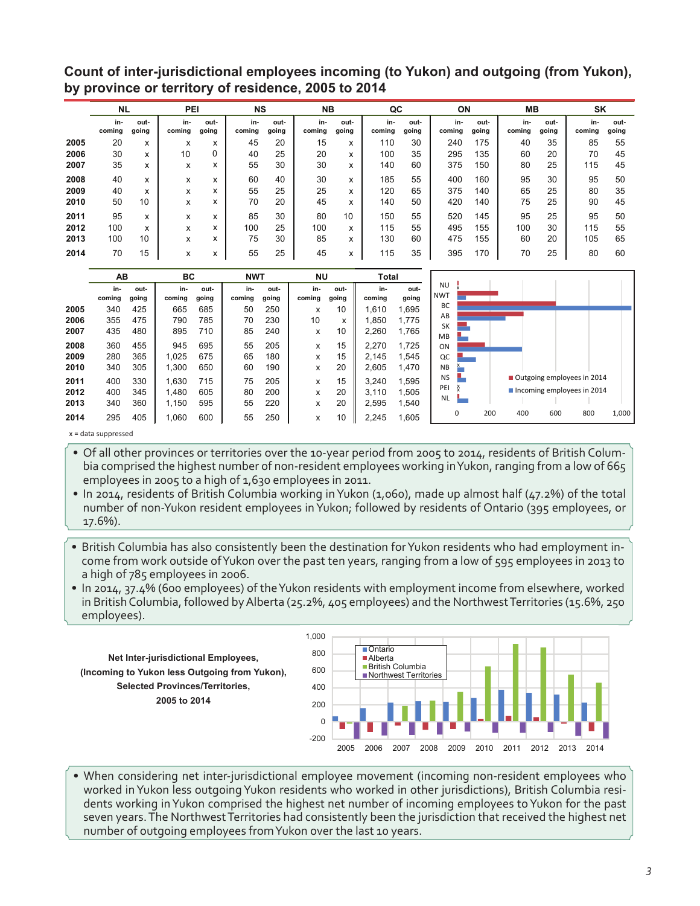## Count of inter-jurisdictional employees incoming (to Yukon) and outgoing (from Yukon), by province or territory of residence, 2005 to 2014

| | NL | | PEI | | NS | | NB | | QC | | ON | | MB | | SK | |
|---|---|---|---|---|---|---|---|---|---|---|---|---|---|---|---|---|
| | in-coming | out-going | in-coming | out-going | in-coming | out-going | in-coming | out-going | in-coming | out-going | in-coming | out-going | in-coming | out-going | in-coming | out-going |
| 2005 | 20 | x | x | x | 45 | 20 | 15 | x | 110 | 30 | 240 | 175 | 40 | 35 | 85 | 55 |
| 2006 | 30 | x | 10 | 0 | 40 | 25 | 20 | x | 100 | 35 | 295 | 135 | 60 | 20 | 70 | 45 |
| 2007 | 35 | x | x | x | 55 | 30 | 30 | x | 140 | 60 | 375 | 150 | 80 | 25 | 115 | 45 |
| 2008 | 40 | x | x | x | 60 | 40 | 30 | x | 185 | 55 | 400 | 160 | 95 | 30 | 95 | 50 |
| 2009 | 40 | x | x | x | 55 | 25 | 25 | x | 120 | 65 | 375 | 140 | 65 | 25 | 80 | 35 |
| 2010 | 50 | 10 | x | x | 70 | 20 | 45 | x | 140 | 50 | 420 | 140 | 75 | 25 | 90 | 45 |
| 2011 | 95 | x | x | x | 85 | 30 | 80 | 10 | 150 | 55 | 520 | 145 | 95 | 25 | 95 | 50 |
| 2012 | 100 | x | x | x | 100 | 25 | 100 | x | 115 | 55 | 495 | 155 | 100 | 30 | 115 | 55 |
| 2013 | 100 | 10 | x | x | 75 | 30 | 85 | x | 130 | 60 | 475 | 155 | 60 | 20 | 105 | 65 |
| 2014 | 70 | 15 | x | x | 55 | 25 | 45 | x | 115 | 35 | 395 | 170 | 70 | 25 | 80 | 60 |

| | AB | | BC | | NWT | | NU | | Total | |
|---|---|---|---|---|---|---|---|---|---|---|
| | in-coming | out-going | in-coming | out-going | in-coming | out-going | in-coming | out-going | in-coming | out-going |
| 2005 | 340 | 425 | 665 | 685 | 50 | 250 | x | 10 | 1,610 | 1,695 |
| 2006 | 355 | 475 | 790 | 785 | 70 | 230 | 10 | x | 1,850 | 1,775 |
| 2007 | 435 | 480 | 895 | 710 | 85 | 240 | x | 10 | 2,260 | 1,765 |
| 2008 | 360 | 455 | 945 | 695 | 55 | 205 | x | 15 | 2,270 | 1,725 |
| 2009 | 280 | 365 | 1,025 | 675 | 65 | 180 | x | 15 | 2,145 | 1,545 |
| 2010 | 340 | 305 | 1,300 | 650 | 60 | 190 | x | 20 | 2,605 | 1,470 |
| 2011 | 400 | 330 | 1,630 | 715 | 75 | 205 | x | 15 | 3,240 | 1,595 |
| 2012 | 400 | 345 | 1,480 | 605 | 80 | 200 | x | 20 | 3,110 | 1,505 |
| 2013 | 340 | 360 | 1,150 | 595 | 55 | 220 | x | 20 | 2,595 | 1,540 |
| 2014 | 295 | 405 | 1,060 | 600 | 55 | 250 | x | 10 | 2,245 | 1,605 |

x = data suppressed

- Of all other provinces or territories over the 10-year period from 2005 to 2014, residents of British Columbia comprised the highest number of non-resident employees working in Yukon, ranging from a low of 665 employees in 2005 to a high of 1,630 employees in 2011.
- In 2014, residents of British Columbia working in Yukon (1,060), made up almost half (47.2%) of the total number of non-Yukon resident employees in Yukon; followed by residents of Ontario (395 employees, or 17.6%).

- British Columbia has also consistently been the destination for Yukon residents who had employment income from work outside of Yukon over the past ten years, ranging from a low of 595 employees in 2013 to a high of 785 employees in 2006.
- In 2014, 37.4% (600 employees) of the Yukon residents with employment income from elsewhere, worked in British Columbia, followed by Alberta (25.2%, 405 employees) and the Northwest Territories (15.6%, 250 employees).

**Net Inter-jurisdictional Employees, (Incoming to Yukon less Outgoing from Yukon), Selected Provinces/Territories, 2005 to 2014**

- When considering net inter-jurisdictional employee movement (incoming non-resident employees who worked in Yukon less outgoing Yukon residents who worked in other jurisdictions), British Columbia residents working in Yukon comprised the highest net number of incoming employees to Yukon for the past seven years. The Northwest Territories had consistently been the jurisdiction that received the highest net number of outgoing employees from Yukon over the last 10 years.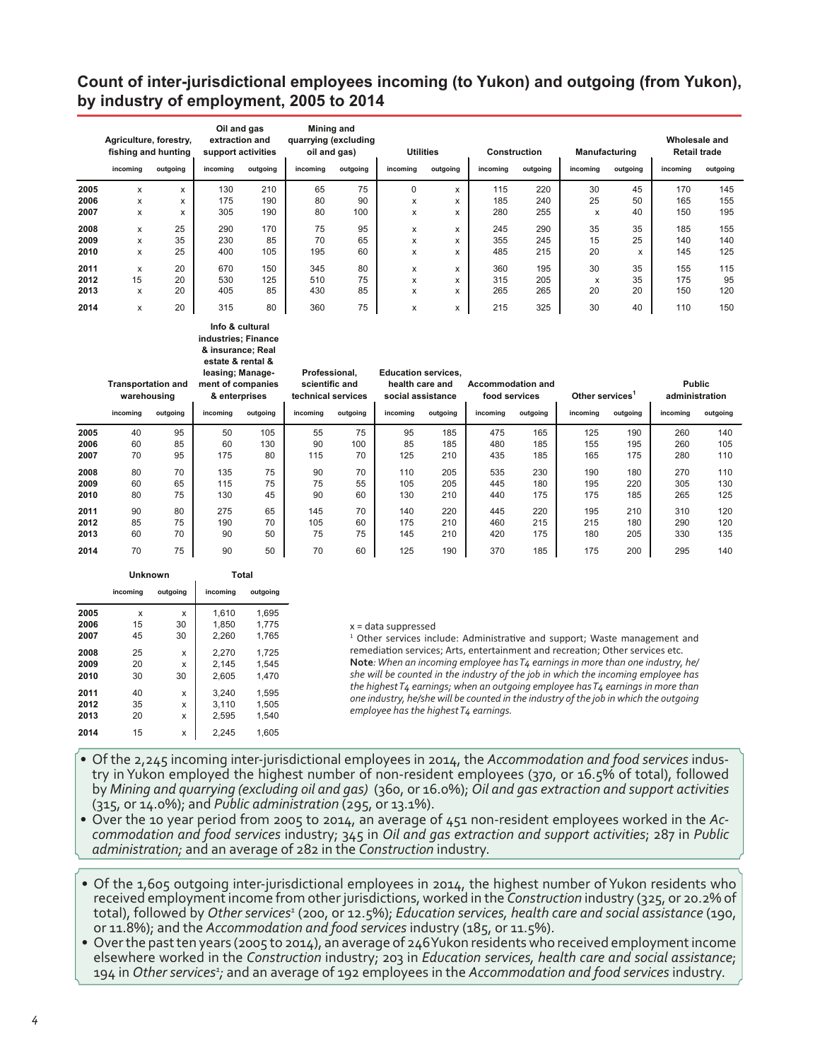## Count of inter-jurisdictional employees incoming (to Yukon) and outgoing (from Yukon), by industry of employment, 2005 to 2014

| | Agriculture, forestry, fishing and hunting | | Oil and gas extraction and support activities | | Mining and quarrying (excluding oil and gas) | | Utilities | | Construction | | Manufacturing | | Wholesale and Retail trade | |
|---|---|---|---|---|---|---|---|---|---|---|---|---|---|---|
| | incoming | outgoing | incoming | outgoing | incoming | outgoing | incoming | outgoing | incoming | outgoing | incoming | outgoing | incoming | outgoing |
| 2005 | x | x | 130 | 210 | 65 | 75 | 0 | x | 115 | 220 | 30 | 45 | 170 | 145 |
| 2006 | x | x | 175 | 190 | 80 | 90 | x | x | 185 | 240 | 25 | 50 | 165 | 155 |
| 2007 | x | x | 305 | 190 | 80 | 100 | x | x | 280 | 255 | x | 40 | 150 | 195 |
| 2008 | x | 25 | 290 | 170 | 75 | 95 | x | x | 245 | 290 | 35 | 35 | 185 | 155 |
| 2009 | x | 35 | 230 | 85 | 70 | 65 | x | x | 355 | 245 | 15 | 25 | 140 | 140 |
| 2010 | x | 25 | 400 | 105 | 195 | 60 | x | x | 485 | 215 | 20 | x | 145 | 125 |
| 2011 | x | 20 | 670 | 150 | 345 | 80 | x | x | 360 | 195 | 30 | 35 | 155 | 115 |
| 2012 | 15 | 20 | 530 | 125 | 510 | 75 | x | x | 315 | 205 | x | 35 | 175 | 95 |
| 2013 | x | 20 | 405 | 85 | 430 | 85 | x | x | 265 | 265 | 20 | 20 | 150 | 120 |
| 2014 | x | 20 | 315 | 80 | 360 | 75 | x | x | 215 | 325 | 30 | 40 | 110 | 150 |

| | Transportation and warehousing | | Info & cultural industries; Finance & insurance; Real estate & rental & leasing; Management of companies & enterprises | | Professional, scientific and technical services | | Education services, health care and social assistance | | Accommodation and food services | | Other services[1] | | Public administration | |
|---|---|---|---|---|---|---|---|---|---|---|---|---|---|---|
| | incoming | outgoing | incoming | outgoing | incoming | outgoing | incoming | outgoing | incoming | outgoing | incoming | outgoing | incoming | outgoing |
| 2005 | 40 | 95 | 50 | 105 | 55 | 75 | 95 | 185 | 475 | 165 | 125 | 190 | 260 | 140 |
| 2006 | 60 | 85 | 60 | 130 | 90 | 100 | 85 | 185 | 480 | 185 | 155 | 195 | 260 | 105 |
| 2007 | 70 | 95 | 175 | 80 | 115 | 70 | 125 | 210 | 435 | 185 | 165 | 175 | 280 | 110 |
| 2008 | 80 | 70 | 135 | 75 | 90 | 70 | 110 | 205 | 535 | 230 | 190 | 180 | 270 | 110 |
| 2009 | 60 | 65 | 115 | 75 | 75 | 55 | 105 | 205 | 445 | 180 | 195 | 220 | 305 | 130 |
| 2010 | 80 | 75 | 130 | 45 | 90 | 60 | 130 | 210 | 440 | 175 | 175 | 185 | 265 | 125 |
| 2011 | 90 | 80 | 275 | 65 | 145 | 70 | 140 | 220 | 445 | 220 | 195 | 210 | 310 | 120 |
| 2012 | 85 | 75 | 190 | 70 | 105 | 60 | 175 | 210 | 460 | 215 | 215 | 180 | 290 | 120 |
| 2013 | 60 | 70 | 90 | 50 | 75 | 75 | 145 | 210 | 420 | 175 | 180 | 205 | 330 | 135 |
| 2014 | 70 | 75 | 90 | 50 | 70 | 60 | 125 | 190 | 370 | 185 | 175 | 200 | 295 | 140 |

| | Unknown | | Total | |
|---|---|---|---|---|
| | incoming | outgoing | incoming | outgoing |
| 2005 | x | x | 1,610 | 1,695 |
| 2006 | 15 | 30 | 1,850 | 1,775 |
| 2007 | 45 | 30 | 2,260 | 1,765 |
| 2008 | 25 | x | 2,270 | 1,725 |
| 2009 | 20 | x | 2,145 | 1,545 |
| 2010 | 30 | 30 | 2,605 | 1,470 |
| 2011 | 40 | x | 3,240 | 1,595 |
| 2012 | 35 | x | 3,110 | 1,505 |
| 2013 | 20 | x | 2,595 | 1,540 |
| 2014 | 15 | x | 2,245 | 1,605 |

x = data suppressed

[1] Other services include: Administrative and support; Waste management and remediation services; Arts, entertainment and recreation; Other services etc.

**Note**: *When an incoming employee has T4 earnings in more than one industry, he/she will be counted in the industry of the job in which the incoming employee has the highest T4 earnings; when an outgoing employee has T4 earnings in more than one industry, he/she will be counted in the industry of the job in which the outgoing employee has the highest T4 earnings.*

- Of the 2,245 incoming inter-jurisdictional employees in 2014, the *Accommodation and food services* industry in Yukon employed the highest number of non-resident employees (370, or 16.5% of total), followed by *Mining and quarrying (excluding oil and gas)* (360, or 16.0%); *Oil and gas extraction and support activities* (315, or 14.0%); and *Public administration* (295, or 13.1%).
- Over the 10 year period from 2005 to 2014, an average of 451 non-resident employees worked in the *Accommodation and food services* industry; 345 in *Oil and gas extraction and support activities*; 287 in *Public administration;* and an average of 282 in the *Construction* industry.

- Of the 1,605 outgoing inter-jurisdictional employees in 2014, the highest number of Yukon residents who received employment income from other jurisdictions, worked in the *Construction* industry (325, or 20.2% of total), followed by *Other services*[1] (200, or 12.5%); *Education services, health care and social assistance* (190, or 11.8%); and the *Accommodation and food services* industry (185, or 11.5%).
- Over the past ten years (2005 to 2014), an average of 246 Yukon residents who received employment income elsewhere worked in the *Construction* industry; 203 in *Education services, health care and social assistance*; 194 in *Other services*[1]*;* and an average of 192 employees in the *Accommodation and food services* industry.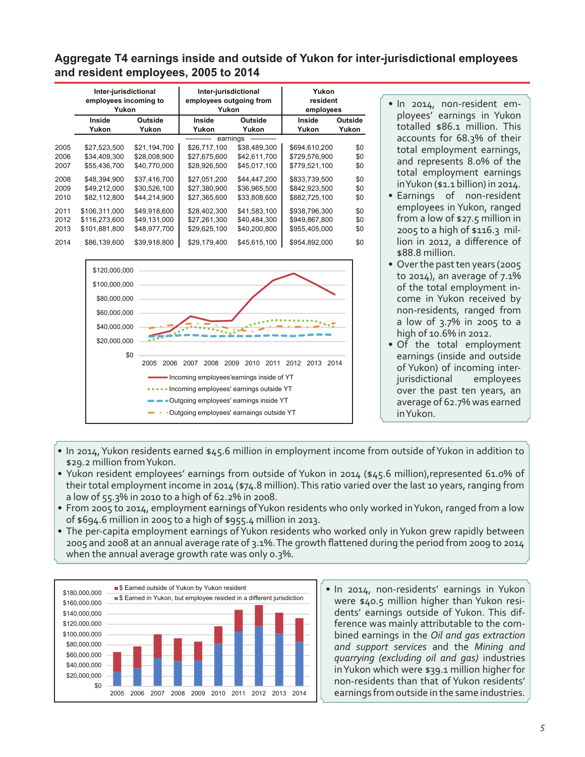## Aggregate T4 earnings inside and outside of Yukon for inter-jurisdictional employees and resident employees, 2005 to 2014

| | Inter-jurisdictional employees incoming to Yukon | | Inter-jurisdictional employees outgoing from Yukon | | Yukon resident employees | |
|---|---|---|---|---|---|---|
| | Inside Yukon | Outside Yukon | Inside Yukon | Outside Yukon | Inside Yukon | Outside Yukon |
| | earnings | | | | | |
| 2005 | $27,523,500 | $21,194,700 | $26,717,100 | $38,489,300 | $694,610,200 | $0 |
| 2006 | $34,409,300 | $28,008,900 | $27,675,600 | $42,611,700 | $729,576,900 | $0 |
| 2007 | $55,436,700 | $40,770,000 | $28,926,500 | $45,017,100 | $779,521,100 | $0 |
| 2008 | $48,394,900 | $37,416,700 | $27,051,200 | $44,447,200 | $833,739,500 | $0 |
| 2009 | $49,212,000 | $30,526,100 | $27,380,900 | $36,965,500 | $842,923,500 | $0 |
| 2010 | $82,112,800 | $44,214,900 | $27,365,600 | $33,808,600 | $882,725,100 | $0 |
| 2011 | $106,311,000 | $49,918,600 | $28,402,300 | $41,583,100 | $938,796,300 | $0 |
| 2012 | $116,273,600 | $49,131,000 | $27,261,300 | $40,484,300 | $949,867,800 | $0 |
| 2013 | $101,881,800 | $48,977,700 | $29,625,100 | $40,200,800 | $955,405,000 | $0 |
| 2014 | $86,139,600 | $39,918,800 | $29,179,400 | $45,615,100 | $954,892,000 | $0 |

- In 2014, non-resident employees' earnings in Yukon totalled $86.1 million. This accounts for 68.3% of their total employment earnings, and represents 8.0% of the total employment earnings in Yukon ($1.1 billion) in 2014.
- Earnings of non-resident employees in Yukon, ranged from a low of $27.5 million in 2005 to a high of $116.3 million in 2012, a difference of $88.8 million.
- Over the past ten years (2005 to 2014), an average of 7.1% of the total employment income in Yukon received by non-residents, ranged from a low of 3.7% in 2005 to a high of 10.6% in 2012.
- Of the total employment earnings (inside and outside of Yukon) of incoming inter-jurisdictional employees over the past ten years, an average of 62.7% was earned in Yukon.

- In 2014, Yukon residents earned $45.6 million in employment income from outside of Yukon in addition to $29.2 million from Yukon.
- Yukon resident employees' earnings from outside of Yukon in 2014 ($45.6 million), represented 61.0% of their total employment income in 2014 ($74.8 million). This ratio varied over the last 10 years, ranging from a low of 55.3% in 2010 to a high of 62.2% in 2008.
- From 2005 to 2014, employment earnings of Yukon residents who only worked in Yukon, ranged from a low of $694.6 million in 2005 to a high of $955.4 million in 2013.
- The per-capita employment earnings of Yukon residents who worked only in Yukon grew rapidly between 2005 and 2008 at an annual average rate of 3.1%. The growth flattened during the period from 2009 to 2014 when the annual average growth rate was only 0.3%.

- In 2014, non-residents' earnings in Yukon were $40.5 million higher than Yukon residents' earnings outside of Yukon. This difference was mainly attributable to the combined earnings in the *Oil and gas extraction and support services* and the *Mining and quarrying (excluding oil and gas)* industries in Yukon which were $39.1 million higher for non-residents than that of Yukon residents' earnings from outside in the same industries.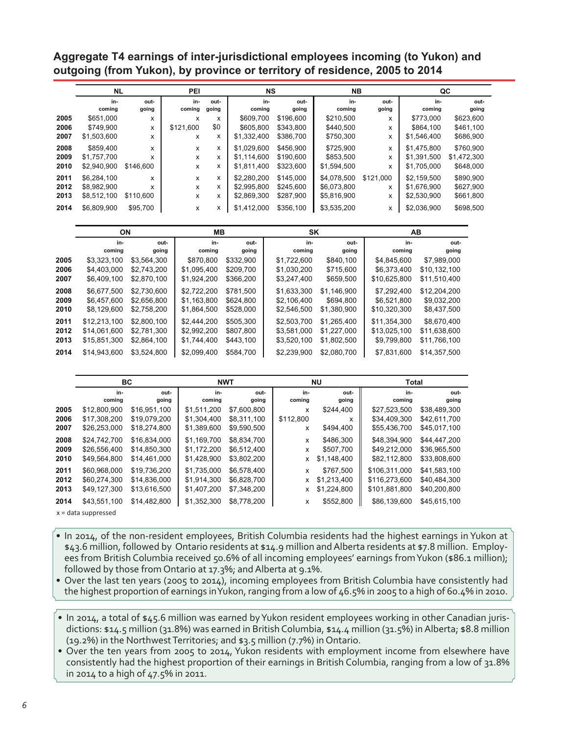## Aggregate T4 earnings of inter-jurisdictional employees incoming (to Yukon) and outgoing (from Yukon), by province or territory of residence, 2005 to 2014

| | NL | | PEI | | NS | | NB | | QC | |
|---|---|---|---|---|---|---|---|---|---|---|
| | in-coming | out-going | in-coming | out-going | in-coming | out-going | in-coming | out-going | in-coming | out-going |
| **2005** | $651,000 | x | x | x | $609,700 | $196,600 | $210,500 | x | $773,000 | $623,600 |
| **2006** | $749,900 | x | $121,600 | $0 | $605,800 | $343,800 | $440,500 | x | $864,100 | $461,100 |
| **2007** | $1,503,600 | x | x | x | $1,332,400 | $386,700 | $750,300 | x | $1,546,400 | $686,900 |
| **2008** | $859,400 | x | x | x | $1,029,600 | $456,900 | $725,900 | x | $1,475,800 | $760,900 |
| **2009** | $1,757,700 | x | x | x | $1,114,600 | $190,600 | $853,500 | x | $1,391,500 | $1,472,300 |
| **2010** | $2,940,900 | $146,600 | x | x | $1,811,400 | $323,600 | $1,594,500 | x | $1,705,000 | $648,000 |
| **2011** | $6,284,100 | x | x | x | $2,280,200 | $145,000 | $4,078,500 | $121,000 | $2,159,500 | $890,900 |
| **2012** | $8,982,900 | x | x | x | $2,995,800 | $245,600 | $6,073,800 | x | $1,676,900 | $627,900 |
| **2013** | $8,512,100 | $110,600 | x | x | $2,869,300 | $287,900 | $5,816,900 | x | $2,530,900 | $661,800 |
| **2014** | $6,809,900 | $95,700 | x | x | $1,412,000 | $356,100 | $3,535,200 | x | $2,036,900 | $698,500 |

| | ON | | MB | | SK | | AB | |
|---|---|---|---|---|---|---|---|---|
| | in-coming | out-going | in-coming | out-going | in-coming | out-going | in-coming | out-going |
| **2005** | $3,323,100 | $3,564,300 | $870,800 | $332,900 | $1,722,600 | $840,100 | $4,845,600 | $7,989,000 |
| **2006** | $4,403,000 | $2,743,200 | $1,095,400 | $209,700 | $1,030,200 | $715,600 | $6,373,400 | $10,132,100 |
| **2007** | $6,409,100 | $2,870,100 | $1,924,200 | $366,200 | $3,247,400 | $659,500 | $10,625,800 | $11,510,400 |
| **2008** | $6,677,500 | $2,730,600 | $2,722,200 | $781,500 | $1,633,300 | $1,146,900 | $7,292,400 | $12,204,200 |
| **2009** | $6,457,600 | $2,656,800 | $1,163,800 | $624,800 | $2,106,400 | $694,800 | $6,521,800 | $9,032,200 |
| **2010** | $8,129,600 | $2,758,200 | $1,864,500 | $528,000 | $2,546,500 | $1,380,900 | $10,320,300 | $8,437,500 |
| **2011** | $12,213,100 | $2,800,100 | $2,444,200 | $505,300 | $2,503,700 | $1,265,400 | $11,354,300 | $8,670,400 |
| **2012** | $14,061,600 | $2,781,300 | $2,992,200 | $807,800 | $3,581,000 | $1,227,000 | $13,025,100 | $11,638,600 |
| **2013** | $15,851,300 | $2,864,100 | $1,744,400 | $443,100 | $3,520,100 | $1,802,500 | $9,799,800 | $11,766,100 |
| **2014** | $14,943,600 | $3,524,800 | $2,099,400 | $584,700 | $2,239,900 | $2,080,700 | $7,831,600 | $14,357,500 |

| | BC | | NWT | | NU | | Total | |
|---|---|---|---|---|---|---|---|---|
| | in-coming | out-going | in-coming | out-going | in-coming | out-going | in-coming | out-going |
| **2005** | $12,800,900 | $16,951,100 | $1,511,200 | $7,600,800 | x | $244,400 | $27,523,500 | $38,489,300 |
| **2006** | $17,308,200 | $19,079,200 | $1,304,400 | $8,311,100 | $112,800 | x | $34,409,300 | $42,611,700 |
| **2007** | $26,253,000 | $18,274,800 | $1,389,600 | $9,590,500 | x | $494,400 | $55,436,700 | $45,017,100 |
| **2008** | $24,742,700 | $16,834,000 | $1,169,700 | $8,834,700 | x | $486,300 | $48,394,900 | $44,447,200 |
| **2009** | $26,556,400 | $14,850,300 | $1,172,200 | $6,512,400 | x | $507,700 | $49,212,000 | $36,965,500 |
| **2010** | $49,564,800 | $14,461,000 | $1,428,900 | $3,802,200 | x | $1,148,400 | $82,112,800 | $33,808,600 |
| **2011** | $60,968,000 | $19,736,200 | $1,735,000 | $6,578,400 | x | $767,500 | $106,311,000 | $41,583,100 |
| **2012** | $60,274,300 | $14,836,000 | $1,914,300 | $6,828,700 | x | $1,213,400 | $116,273,600 | $40,484,300 |
| **2013** | $49,127,300 | $13,616,500 | $1,407,200 | $7,348,200 | x | $1,224,800 | $101,881,800 | $40,200,800 |
| **2014** | $43,551,100 | $14,482,800 | $1,352,300 | $8,778,200 | x | $552,800 | $86,139,600 | $45,615,100 |

x = data suppressed

- In 2014, of the non-resident employees, British Columbia residents had the highest earnings in Yukon at $43.6 million, followed by Ontario residents at $14.9 million and Alberta residents at $7.8 million. Employees from British Columbia received 50.6% of all incoming employees' earnings from Yukon ($86.1 million); followed by those from Ontario at 17.3%; and Alberta at 9.1%.
- Over the last ten years (2005 to 2014), incoming employees from British Columbia have consistently had the highest proportion of earnings in Yukon, ranging from a low of 46.5% in 2005 to a high of 60.4% in 2010.

- In 2014, a total of $45.6 million was earned by Yukon resident employees working in other Canadian jurisdictions: $14.5 million (31.8%) was earned in British Columbia, $14.4 million (31.5%) in Alberta; $8.8 million (19.2%) in the Northwest Territories; and $3.5 million (7.7%) in Ontario.
- Over the ten years from 2005 to 2014, Yukon residents with employment income from elsewhere have consistently had the highest proportion of their earnings in British Columbia, ranging from a low of 31.8% in 2014 to a high of 47.5% in 2011.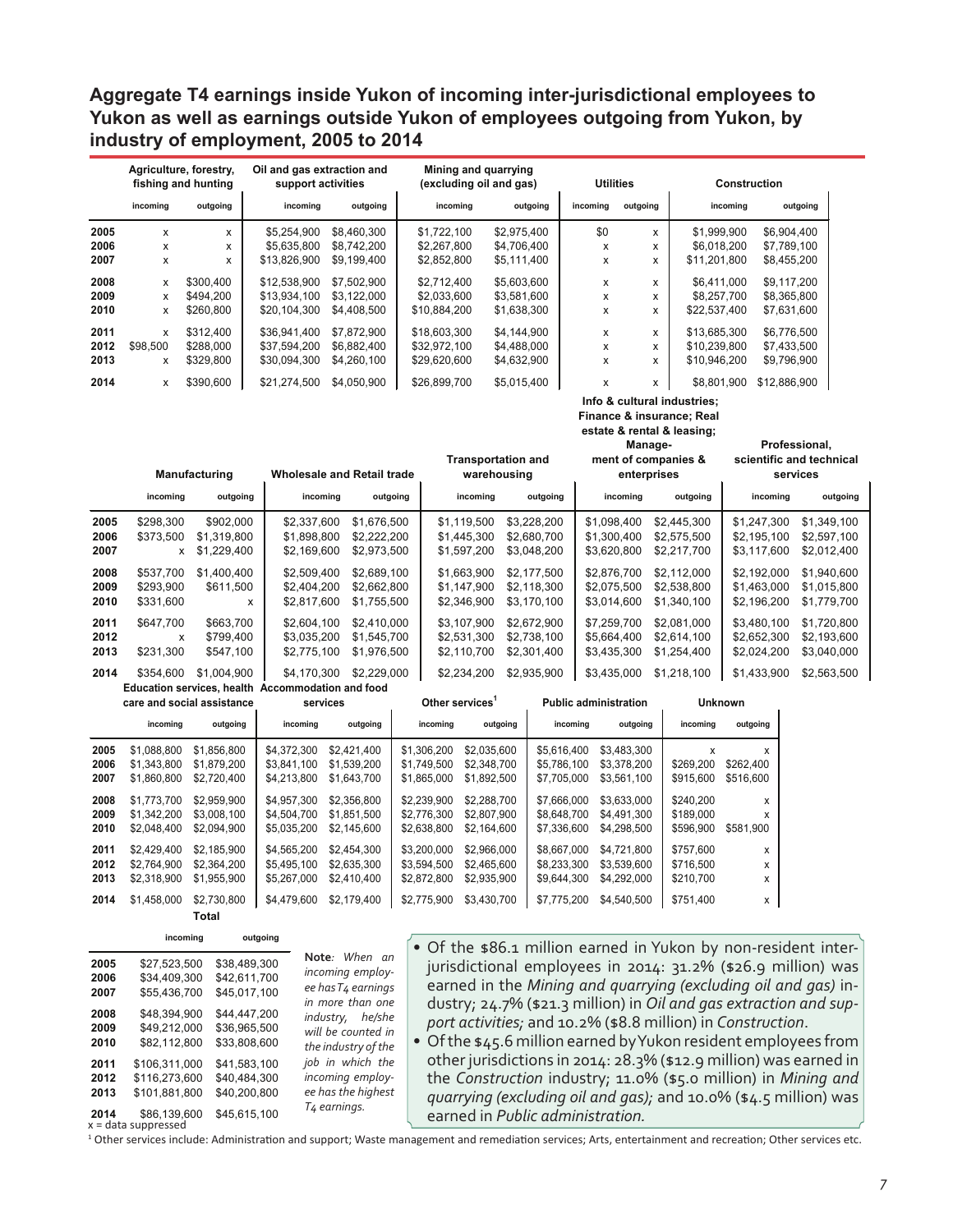## Aggregate T4 earnings inside Yukon of incoming inter-jurisdictional employees to Yukon as well as earnings outside Yukon of employees outgoing from Yukon, by industry of employment, 2005 to 2014

| | Agriculture, forestry, fishing and hunting | | Oil and gas extraction and support activities | | Mining and quarrying (excluding oil and gas) | | Utilities | | Construction | |
|---|---|---|---|---|---|---|---|---|---|---|
| | incoming | outgoing | incoming | outgoing | incoming | outgoing | incoming | outgoing | incoming | outgoing |
| 2005 | x | x | $5,254,900 | $8,460,300 | $1,722,100 | $2,975,400 | $0 | x | $1,999,900 | $6,904,400 |
| 2006 | x | x | $5,635,800 | $8,742,200 | $2,267,800 | $4,706,400 | x | x | $6,018,200 | $7,789,100 |
| 2007 | x | x | $13,826,900 | $9,199,400 | $2,852,800 | $5,111,400 | x | x | $11,201,800 | $8,455,200 |
| 2008 | x | $300,400 | $12,538,900 | $7,502,900 | $2,712,400 | $5,603,600 | x | x | $6,411,000 | $9,117,200 |
| 2009 | x | $494,200 | $13,934,100 | $3,122,000 | $2,033,600 | $3,581,600 | x | x | $8,257,700 | $8,365,800 |
| 2010 | x | $260,800 | $20,104,300 | $4,408,500 | $10,884,200 | $1,638,300 | x | x | $22,537,400 | $7,631,600 |
| 2011 | x | $312,400 | $36,941,400 | $7,872,900 | $18,603,300 | $4,144,900 | x | x | $13,685,300 | $6,776,500 |
| 2012 | $98,500 | $288,000 | $37,594,200 | $6,882,400 | $32,972,100 | $4,488,000 | x | x | $10,239,800 | $7,433,500 |
| 2013 | x | $329,800 | $30,094,300 | $4,260,100 | $29,620,600 | $4,632,900 | x | x | $10,946,200 | $9,796,900 |
| 2014 | x | $390,600 | $21,274,500 | $4,050,900 | $26,899,700 | $5,015,400 | x | x | $8,801,900 | $12,886,900 |

| | Manufacturing | | Wholesale and Retail trade | | Transportation and warehousing | | Info & cultural industries; Finance & insurance; Real estate & rental & leasing; Management of companies & enterprises | | Professional, scientific and technical services | |
|---|---|---|---|---|---|---|---|---|---|---|
| | incoming | outgoing | incoming | outgoing | incoming | outgoing | incoming | outgoing | incoming | outgoing |
| 2005 | $298,300 | $902,000 | $2,337,600 | $1,676,500 | $1,119,500 | $3,228,200 | $1,098,400 | $2,445,300 | $1,247,300 | $1,349,100 |
| 2006 | $373,500 | $1,319,800 | $1,898,800 | $2,222,200 | $1,445,300 | $2,680,700 | $1,300,400 | $2,575,500 | $2,195,100 | $2,597,100 |
| 2007 | x | $1,229,400 | $2,169,600 | $2,973,500 | $1,597,200 | $3,048,200 | $3,620,800 | $2,217,700 | $3,117,600 | $2,012,400 |
| 2008 | $537,700 | $1,400,400 | $2,509,400 | $2,689,100 | $1,663,900 | $2,177,500 | $2,876,700 | $2,112,000 | $2,192,000 | $1,940,600 |
| 2009 | $293,900 | $611,500 | $2,404,200 | $2,662,800 | $1,147,900 | $2,118,300 | $2,075,500 | $2,538,800 | $1,463,000 | $1,015,800 |
| 2010 | $331,600 | x | $2,817,600 | $1,755,500 | $2,346,900 | $3,170,100 | $3,014,600 | $1,340,100 | $2,196,200 | $1,779,700 |
| 2011 | $647,700 | $663,700 | $2,604,100 | $2,410,000 | $3,107,900 | $2,672,900 | $7,259,700 | $2,081,000 | $3,480,100 | $1,720,800 |
| 2012 | x | $799,400 | $3,035,200 | $1,545,700 | $2,531,300 | $2,738,100 | $5,664,400 | $2,614,100 | $2,652,300 | $2,193,600 |
| 2013 | $231,300 | $547,100 | $2,775,100 | $1,976,500 | $2,110,700 | $2,301,400 | $3,435,300 | $1,254,400 | $2,024,200 | $3,040,000 |
| 2014 | $354,600 | $1,004,900 | $4,170,300 | $2,229,000 | $2,234,200 | $2,935,900 | $3,435,000 | $1,218,100 | $1,433,900 | $2,563,500 |

| | Education services, health care and social assistance | | Accommodation and food services | | Other services[1] | | Public administration | | Unknown | |
|---|---|---|---|---|---|---|---|---|---|---|
| | incoming | outgoing | incoming | outgoing | incoming | outgoing | incoming | outgoing | incoming | outgoing |
| 2005 | $1,088,800 | $1,856,800 | $4,372,300 | $2,421,400 | $1,306,200 | $2,035,600 | $5,616,400 | $3,483,300 | x | x |
| 2006 | $1,343,800 | $1,879,200 | $3,841,100 | $1,539,200 | $1,749,500 | $2,348,700 | $5,786,100 | $3,378,200 | $269,200 | $262,400 |
| 2007 | $1,860,800 | $2,720,400 | $4,213,800 | $1,643,700 | $1,865,000 | $1,892,500 | $7,705,000 | $3,561,100 | $915,600 | $516,600 |
| 2008 | $1,773,700 | $2,959,900 | $4,957,300 | $2,356,800 | $2,239,900 | $2,288,700 | $7,666,000 | $3,633,000 | $240,200 | x |
| 2009 | $1,342,200 | $3,008,100 | $4,504,700 | $1,851,500 | $2,776,300 | $2,807,900 | $8,648,700 | $4,491,300 | $189,000 | x |
| 2010 | $2,048,400 | $2,094,900 | $5,035,200 | $2,145,600 | $2,638,800 | $2,164,600 | $7,336,600 | $4,298,500 | $596,900 | $581,900 |
| 2011 | $2,429,400 | $2,185,900 | $4,565,200 | $2,454,300 | $3,200,000 | $2,966,000 | $8,667,000 | $4,721,800 | $757,600 | x |
| 2012 | $2,764,900 | $2,364,200 | $5,495,100 | $2,635,300 | $3,594,500 | $2,465,600 | $8,233,300 | $3,539,600 | $716,500 | x |
| 2013 | $2,318,900 | $1,955,900 | $5,267,000 | $2,410,400 | $2,872,800 | $2,935,900 | $9,644,300 | $4,292,000 | $210,700 | x |
| 2014 | $1,458,000 | $2,730,800 | $4,479,600 | $2,179,400 | $2,775,900 | $3,430,700 | $7,775,200 | $4,540,500 | $751,400 | x |

| | Total | |
|---|---|---|
| | incoming | outgoing |
| 2005 | $27,523,500 | $38,489,300 |
| 2006 | $34,409,300 | $42,611,700 |
| 2007 | $55,436,700 | $45,017,100 |
| 2008 | $48,394,900 | $44,447,200 |
| 2009 | $49,212,000 | $36,965,500 |
| 2010 | $82,112,800 | $33,808,600 |
| 2011 | $106,311,000 | $41,583,100 |
| 2012 | $116,273,600 | $40,484,300 |
| 2013 | $101,881,800 | $40,200,800 |
| 2014 | $86,139,600 | $45,615,100 |

x = data suppressed

*Note: When an incoming employee has T4 earnings in more than one industry, he/she will be counted in the industry of the job in which the incoming employee has the highest T4 earnings.*

- Of the $86.1 million earned in Yukon by non-resident inter-jurisdictional employees in 2014: 31.2% ($26.9 million) was earned in the *Mining and quarrying (excluding oil and gas)* industry; 24.7% ($21.3 million) in *Oil and gas extraction and support activities;* and 10.2% ($8.8 million) in *Construction*.
- Of the $45.6 million earned by Yukon resident employees from other jurisdictions in 2014: 28.3% ($12.9 million) was earned in the *Construction* industry; 11.0% ($5.0 million) in *Mining and quarrying (excluding oil and gas);* and 10.0% ($4.5 million) was earned in *Public administration.*

[1] Other services include: Administration and support; Waste management and remediation services; Arts, entertainment and recreation; Other services etc.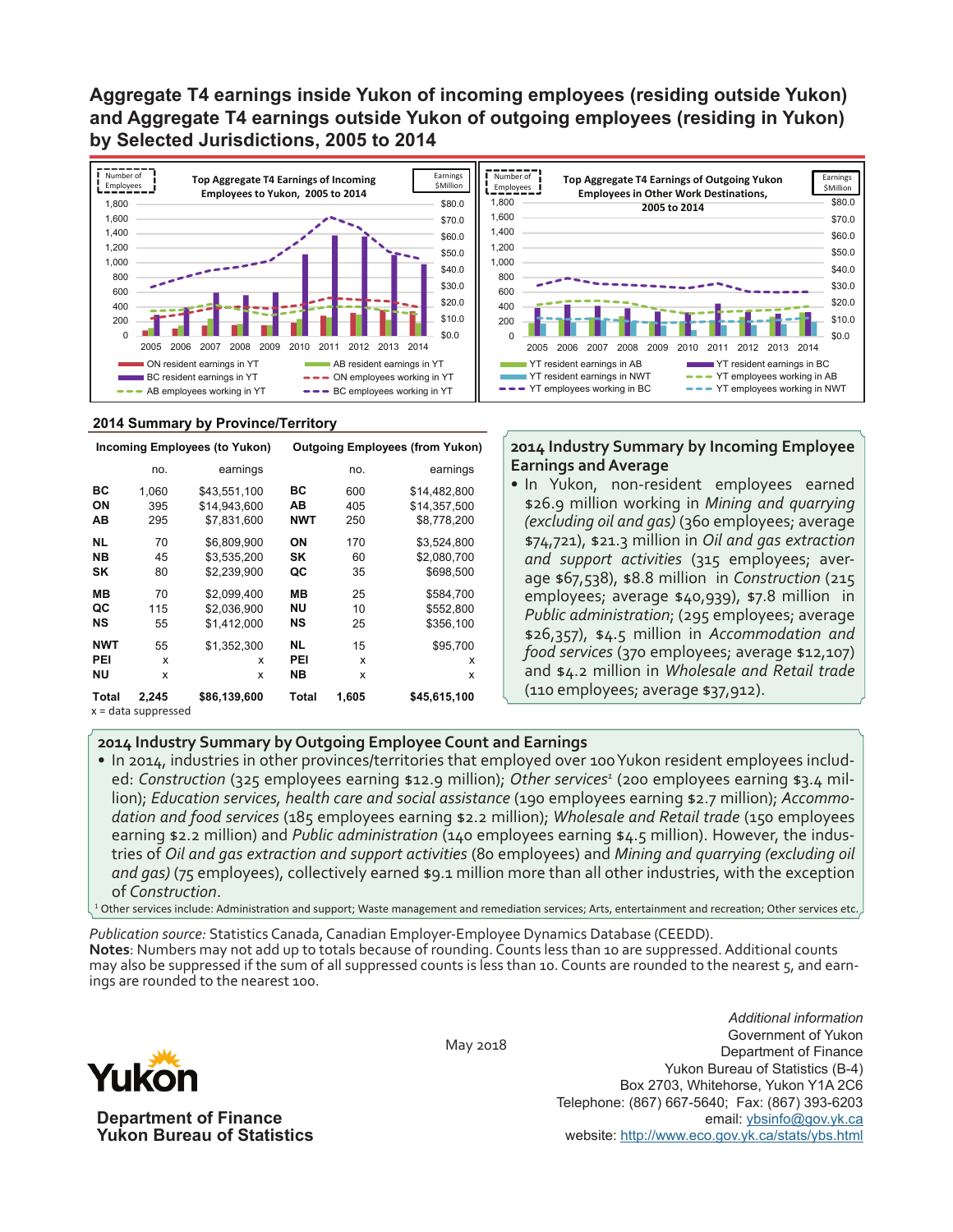# Aggregate T4 earnings inside Yukon of incoming employees (residing outside Yukon) and Aggregate T4 earnings outside Yukon of outgoing employees (residing in Yukon) by Selected Jurisdictions, 2005 to 2014

Number of Employees

Top Aggregate T4 Earnings of Incoming Employees to Yukon, 2005 to 2014

Earnings $Million

1,800 1,600 1,400 1,200 1,000 800 600 400 200 0

$80.0 $70.0 $60.0 $50.0 $40.0 $30.0 $20.0 $10.0 $0.0

2005 2006 2007 2008 2009 2010 2011 2012 2013 2014

ON resident earnings in YT
AB resident earnings in YT
BC resident earnings in YT
ON employees working in YT
AB employees working in YT
BC employees working in YT

Number of Employees

Top Aggregate T4 Earnings of Outgoing Yukon Employees in Other Work Destinations, 2005 to 2014

Earnings $Million

1,800 1,600 1,400 1,200 1,000 800 600 400 200 0

$80.0 $70.0 $60.0 $50.0 $40.0 $30.0 $20.0 $10.0 $0.0

2005 2006 2007 2008 2009 2010 2011 2012 2013 2014

YT resident earnings in AB
YT resident earnings in BC
YT resident earnings in NWT
YT employees working in AB
YT employees working in BC
YT employees working in NWT

## 2014 Summary by Province/Territory

| Incoming Employees (to Yukon) | | | Outgoing Employees (from Yukon) | | |
|---|---|---|---|---|---|
| | no. | earnings | | no. | earnings |
| **BC** | 1,060 | $43,551,100 | **BC** | 600 | $14,482,800 |
| **ON** | 395 | $14,943,600 | **AB** | 405 | $14,357,500 |
| **AB** | 295 | $7,831,600 | **NWT** | 250 | $8,778,200 |
| **NL** | 70 | $6,809,900 | **ON** | 170 | $3,524,800 |
| **NB** | 45 | $3,535,200 | **SK** | 60 | $2,080,700 |
| **SK** | 80 | $2,239,900 | **QC** | 35 | $698,500 |
| **MB** | 70 | $2,099,400 | **MB** | 25 | $584,700 |
| **QC** | 115 | $2,036,900 | **NU** | 10 | $552,800 |
| **NS** | 55 | $1,412,000 | **NS** | 25 | $356,100 |
| **NWT** | 55 | $1,352,300 | **NL** | 15 | $95,700 |
| **PEI** | x | x | **PEI** | x | x |
| **NU** | x | x | **NB** | x | x |
| **Total** | **2,245** | **$86,139,600** | **Total** | **1,605** | **$45,615,100** |

x = data suppressed

## 2014 Industry Summary by Incoming Employee Earnings and Average

- In Yukon, non-resident employees earned $26.9 million working in *Mining and quarrying (excluding oil and gas)* (360 employees; average $74,721), $21.3 million in *Oil and gas extraction and support activities* (315 employees; average $67,538), $8.8 million in *Construction* (215 employees; average $40,939), $7.8 million in *Public administration*; (295 employees; average $26,357), $4.5 million in *Accommodation and food services* (370 employees; average $12,107) and $4.2 million in *Wholesale and Retail trade* (110 employees; average $37,912).

## 2014 Industry Summary by Outgoing Employee Count and Earnings

- In 2014, industries in other provinces/territories that employed over 100 Yukon resident employees included: *Construction* (325 employees earning $12.9 million); *Other services*[1] (200 employees earning $3.4 million); *Education services, health care and social assistance* (190 employees earning $2.7 million); *Accommodation and food services* (185 employees earning $2.2 million); *Wholesale and Retail trade* (150 employees earning $2.2 million) and *Public administration* (140 employees earning $4.5 million). However, the industries of *Oil and gas extraction and support activities* (80 employees) and *Mining and quarrying (excluding oil and gas)* (75 employees), collectively earned $9.1 million more than all other industries, with the exception of *Construction*.

[1] Other services include: Administration and support; Waste management and remediation services; Arts, entertainment and recreation; Other services etc.

*Publication source:* Statistics Canada, Canadian Employer-Employee Dynamics Database (CEEDD).
**Notes**: Numbers may not add up to totals because of rounding. Counts less than 10 are suppressed. Additional counts may also be suppressed if the sum of all suppressed counts is less than 10. Counts are rounded to the nearest 5, and earnings are rounded to the nearest 100.

May 2018

*Additional information*
Government of Yukon
Department of Finance
Yukon Bureau of Statistics (B-4)
Box 2703, Whitehorse, Yukon Y1A 2C6
Telephone: (867) 667-5640; Fax: (867) 393-6203
email: ybsinfo@gov.yk.ca
website: http://www.eco.gov.yk.ca/stats/ybs.html

Yukon

**Department of Finance**
**Yukon Bureau of Statistics**